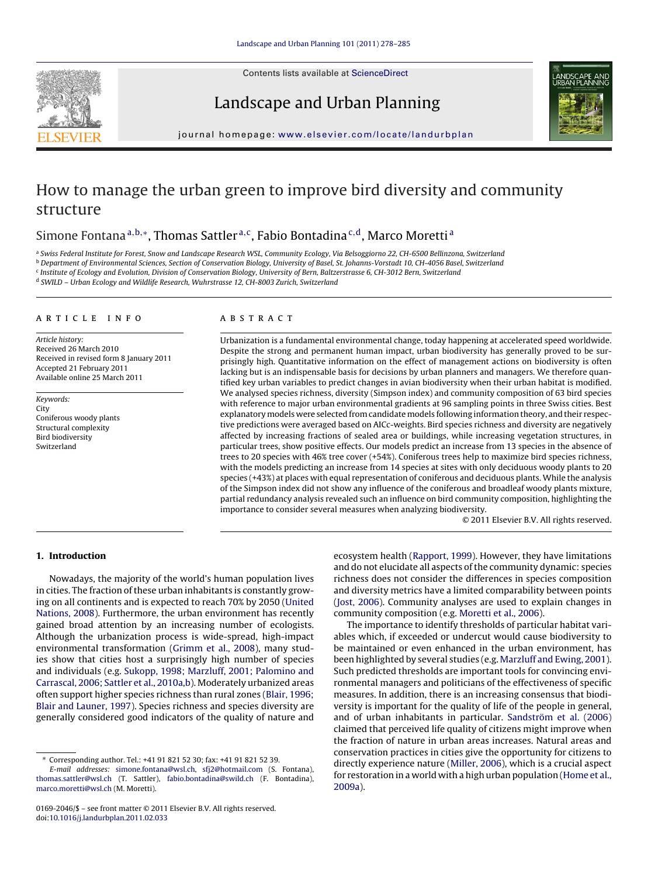# How to manage the urban green to improve bird diversity and community structure

Simone Fontana[a,b,*], Thomas Sattler[a,c], Fabio Bontadina[c,d], Marco Moretti[a]

[a] Swiss Federal Institute for Forest, Snow and Landscape Research WSL, Community Ecology, Via Belsoggiorno 22, CH-6500 Bellinzona, Switzerland
[b] Department of Environmental Sciences, Section of Conservation Biology, University of Basel, St. Johanns-Vorstadt 10, CH-4056 Basel, Switzerland
[c] Institute of Ecology and Evolution, Division of Conservation Biology, University of Bern, Baltzerstrasse 6, CH-3012 Bern, Switzerland
[d] SWILD – Urban Ecology and Wildlife Research, Wuhrstrasse 12, CH-8003 Zurich, Switzerland

## ARTICLE INFO

*Article history:*
Received 26 March 2010
Received in revised form 8 January 2011
Accepted 21 February 2011
Available online 25 March 2011

*Keywords:*
City
Coniferous woody plants
Structural complexity
Bird biodiversity
Switzerland

## ABSTRACT

Urbanization is a fundamental environmental change, today happening at accelerated speed worldwide. Despite the strong and permanent human impact, urban biodiversity has generally proved to be surprisingly high. Quantitative information on the effect of management actions on biodiversity is often lacking but is an indispensable basis for decisions by urban planners and managers. We therefore quantified key urban variables to predict changes in avian biodiversity when their urban habitat is modified. We analysed species richness, diversity (Simpson index) and community composition of 63 bird species with reference to major urban environmental gradients at 96 sampling points in three Swiss cities. Best explanatory models were selected from candidate models following information theory, and their respective predictions were averaged based on AICc-weights. Bird species richness and diversity are negatively affected by increasing fractions of sealed area or buildings, while increasing vegetation structures, in particular trees, show positive effects. Our models predict an increase from 13 species in the absence of trees to 20 species with 46% tree cover (+54%). Coniferous trees help to maximize bird species richness, with the models predicting an increase from 14 species at sites with only deciduous woody plants to 20 species (+43%) at places with equal representation of coniferous and deciduous plants. While the analysis of the Simpson index did not show any influence of the coniferous and broadleaf woody plants mixture, partial redundancy analysis revealed such an influence on bird community composition, highlighting the importance to consider several measures when analyzing biodiversity.

© 2011 Elsevier B.V. All rights reserved.

## 1. Introduction

Nowadays, the majority of the world's human population lives in cities. The fraction of these urban inhabitants is constantly growing on all continents and is expected to reach 70% by 2050 (United Nations, 2008). Furthermore, the urban environment has recently gained broad attention by an increasing number of ecologists. Although the urbanization process is wide-spread, high-impact environmental transformation (Grimm et al., 2008), many studies show that cities host a surprisingly high number of species and individuals (e.g. Sukopp, 1998; Marzluff, 2001; Palomino and Carrascal, 2006; Sattler et al., 2010a,b). Moderately urbanized areas often support higher species richness than rural zones (Blair, 1996; Blair and Launer, 1997). Species richness and species diversity are generally considered good indicators of the quality of nature and ecosystem health (Rapport, 1999). However, they have limitations and do not elucidate all aspects of the community dynamic: species richness does not consider the differences in species composition and diversity metrics have a limited comparability between points (Jost, 2006). Community analyses are used to explain changes in community composition (e.g. Moretti et al., 2006).

The importance to identify thresholds of particular habitat variables which, if exceeded or undercut would cause biodiversity to be maintained or even enhanced in the urban environment, has been highlighted by several studies (e.g. Marzluff and Ewing, 2001). Such predicted thresholds are important tools for convincing environmental managers and politicians of the effectiveness of specific measures. In addition, there is an increasing consensus that biodiversity is important for the quality of life of the people in general, and of urban inhabitants in particular. Sandström et al. (2006) claimed that perceived life quality of citizens might improve when the fraction of nature in urban areas increases. Natural areas and conservation practices in cities give the opportunity for citizens to directly experience nature (Miller, 2006), which is a crucial aspect for restoration in a world with a high urban population (Home et al., 2009a).

\* Corresponding author. Tel.: +41 91 821 52 30; fax: +41 91 821 52 39.
*E-mail addresses:* simone.fontana@wsl.ch, sfj2@hotmail.com (S. Fontana), thomas.sattler@wsl.ch (T. Sattler), fabio.bontadina@swild.ch (F. Bontadina), marco.moretti@wsl.ch (M. Moretti).

0169-2046/$ – see front matter © 2011 Elsevier B.V. All rights reserved.
doi:10.1016/j.landurbplan.2011.02.033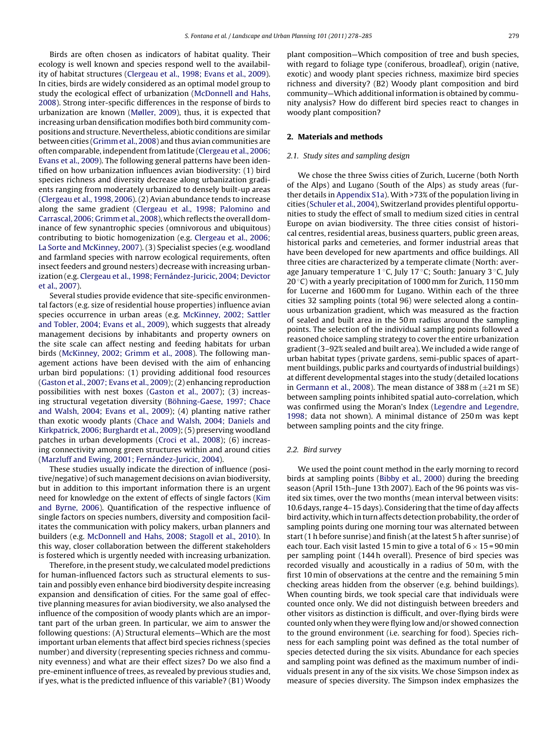Birds are often chosen as indicators of habitat quality. Their ecology is well known and species respond well to the availability of habitat structures (Clergeau et al., 1998; Evans et al., 2009). In cities, birds are widely considered as an optimal model group to study the ecological effect of urbanization (McDonnell and Hahs, 2008). Strong inter-specific differences in the response of birds to urbanization are known (Møller, 2009), thus, it is expected that increasing urban densification modifies both bird community compositions and structure. Nevertheless, abiotic conditions are similar between cities (Grimm et al., 2008) and thus avian communities are often comparable, independent from latitude (Clergeau et al., 2006; Evans et al., 2009). The following general patterns have been identified on how urbanization influences avian biodiversity: (1) bird species richness and diversity decrease along urbanization gradients ranging from moderately urbanized to densely built-up areas (Clergeau et al., 1998, 2006). (2) Avian abundance tends to increase along the same gradient (Clergeau et al., 1998; Palomino and Carrascal, 2006; Grimm et al., 2008), which reflects the overall dominance of few synantrophic species (omnivorous and ubiquitous) contributing to biotic homogenization (e.g. Clergeau et al., 2006; La Sorte and McKinney, 2007). (3) Specialist species (e.g. woodland and farmland species with narrow ecological requirements, often insect feeders and ground nesters) decrease with increasing urbanization (e.g. Clergeau et al., 1998; Fernández-Juricic, 2004; Devictor et al., 2007).

Several studies provide evidence that site-specific environmental factors (e.g. size of residential house properties) influence avian species occurrence in urban areas (e.g. McKinney, 2002; Sattler and Tobler, 2004; Evans et al., 2009), which suggests that already management decisions by inhabitants and property owners on the site scale can affect nesting and feeding habitats for urban birds (McKinney, 2002; Grimm et al., 2008). The following management actions have been devised with the aim of enhancing urban bird populations: (1) providing additional food resources (Gaston et al., 2007; Evans et al., 2009); (2) enhancing reproduction possibilities with nest boxes (Gaston et al., 2007); (3) increasing structural vegetation diversity (Böhning-Gaese, 1997; Chace and Walsh, 2004; Evans et al., 2009); (4) planting native rather than exotic woody plants (Chace and Walsh, 2004; Daniels and Kirkpatrick, 2006; Burghardt et al., 2009); (5) preserving woodland patches in urban developments (Croci et al., 2008); (6) increasing connectivity among green structures within and around cities (Marzluff and Ewing, 2001; Fernández-Juricic, 2004).

These studies usually indicate the direction of influence (positive/negative) of such management decisions on avian biodiversity, but in addition to this important information there is an urgent need for knowledge on the extent of effects of single factors (Kim and Byrne, 2006). Quantification of the respective influence of single factors on species numbers, diversity and composition facilitates the communication with policy makers, urban planners and builders (e.g. McDonnell and Hahs, 2008; Stagoll et al., 2010). In this way, closer collaboration between the different stakeholders is fostered which is urgently needed with increasing urbanization.

Therefore, in the present study, we calculated model predictions for human-influenced factors such as structural elements to sustain and possibly even enhance bird biodiversity despite increasing expansion and densification of cities. For the same goal of effective planning measures for avian biodiversity, we also analysed the influence of the composition of woody plants which are an important part of the urban green. In particular, we aim to answer the following questions: (A) Structural elements—Which are the most important urban elements that affect bird species richness (species number) and diversity (representing species richness and community evenness) and what are their effect sizes? Do we also find a pre-eminent influence of trees, as revealed by previous studies and, if yes, what is the predicted influence of this variable? (B1) Woody plant composition—Which composition of tree and bush species, with regard to foliage type (coniferous, broadleaf), origin (native, exotic) and woody plant species richness, maximize bird species richness and diversity? (B2) Woody plant composition and bird community—Which additional information is obtained by community analysis? How do different bird species react to changes in woody plant composition?

## 2. Materials and methods

### 2.1. Study sites and sampling design

We chose the three Swiss cities of Zurich, Lucerne (both North of the Alps) and Lugano (South of the Alps) as study areas (further details in Appendix S1a). With >73% of the population living in cities (Schuler et al., 2004), Switzerland provides plentiful opportunities to study the effect of small to medium sized cities in central Europe on avian biodiversity. The three cities consist of historical centres, residential areas, business quarters, public green areas, historical parks and cemeteries, and former industrial areas that have been developed for new apartments and office buildings. All three cities are characterized by a temperate climate (North: average January temperature 1 °C, July 17 °C; South: January 3 °C, July 20 °C) with a yearly precipitation of 1000 mm for Zurich, 1150 mm for Lucerne and 1600 mm for Lugano. Within each of the three cities 32 sampling points (total 96) were selected along a continuous urbanization gradient, which was measured as the fraction of sealed and built area in the 50 m radius around the sampling points. The selection of the individual sampling points followed a reasoned choice sampling strategy to cover the entire urbanization gradient (3–92% sealed and built area). We included a wide range of urban habitat types (private gardens, semi-public spaces of apartment buildings, public parks and courtyards of industrial buildings) at different developmental stages into the study (detailed locations in Germann et al., 2008). The mean distance of 388 m (±21 m SE) between sampling points inhibited spatial auto-correlation, which was confirmed using the Moran's Index (Legendre and Legendre, 1998; data not shown). A minimal distance of 250 m was kept between sampling points and the city fringe.

### 2.2. Bird survey

We used the point count method in the early morning to record birds at sampling points (Bibby et al., 2000) during the breeding season (April 15th–June 13th 2007). Each of the 96 points was visited six times, over the two months (mean interval between visits: 10.6 days, range 4–15 days). Considering that the time of day affects bird activity, which in turn affects detection probability, the order of sampling points during one morning tour was alternated between start (1 h before sunrise) and finish (at the latest 5 h after sunrise) of each tour. Each visit lasted 15 min to give a total of 6 × 15 = 90 min per sampling point (144 h overall). Presence of bird species was recorded visually and acoustically in a radius of 50 m, with the first 10 min of observations at the centre and the remaining 5 min checking areas hidden from the observer (e.g. behind buildings). When counting birds, we took special care that individuals were counted once only. We did not distinguish between breeders and other visitors as distinction is difficult, and over-flying birds were counted only when they were flying low and/or showed connection to the ground environment (i.e. searching for food). Species richness for each sampling point was defined as the total number of species detected during the six visits. Abundance for each species and sampling point was defined as the maximum number of individuals present in any of the six visits. We chose Simpson index as measure of species diversity. The Simpson index emphasizes the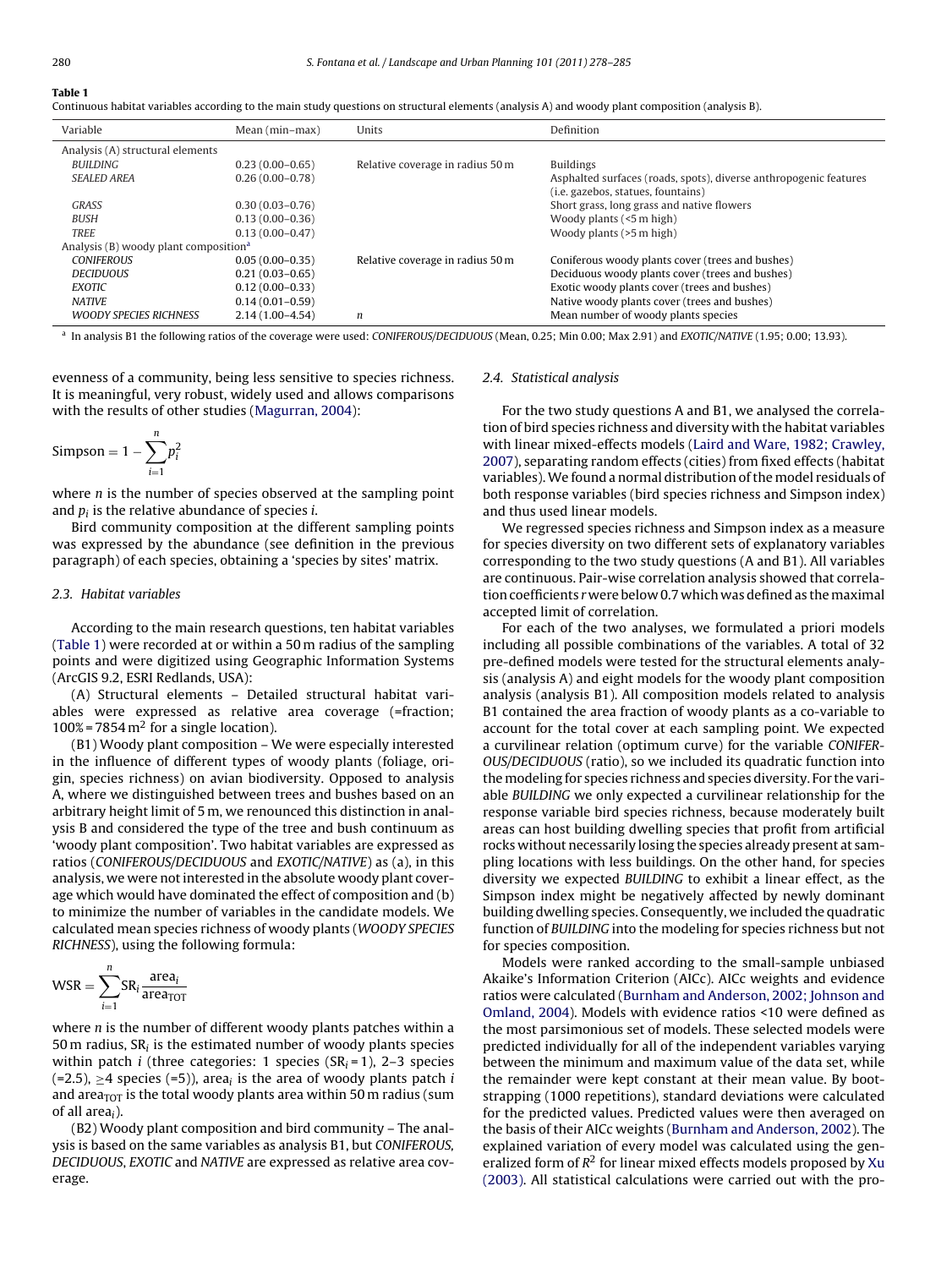**Table 1**
Continuous habitat variables according to the main study questions on structural elements (analysis A) and woody plant composition (analysis B).

| Variable | Mean (min–max) | Units | Definition |
|---|---|---|---|
| Analysis (A) structural elements | | | |
| *BUILDING* | 0.23 (0.00–0.65) | Relative coverage in radius 50 m | Buildings |
| *SEALED AREA* | 0.26 (0.00–0.78) | | Asphalted surfaces (roads, spots), diverse anthropogenic features (i.e. gazebos, statues, fountains) |
| *GRASS* | 0.30 (0.03–0.76) | | Short grass, long grass and native flowers |
| *BUSH* | 0.13 (0.00–0.36) | | Woody plants (<5 m high) |
| *TREE* | 0.13 (0.00–0.47) | | Woody plants (>5 m high) |
| Analysis (B) woody plant composition[a] | | | |
| *CONIFEROUS* | 0.05 (0.00–0.35) | Relative coverage in radius 50 m | Coniferous woody plants cover (trees and bushes) |
| *DECIDUOUS* | 0.21 (0.03–0.65) | | Deciduous woody plants cover (trees and bushes) |
| *EXOTIC* | 0.12 (0.00–0.33) | | Exotic woody plants cover (trees and bushes) |
| *NATIVE* | 0.14 (0.01–0.59) | | Native woody plants cover (trees and bushes) |
| *WOODY SPECIES RICHNESS* | 2.14 (1.00–4.54) | $n$ | Mean number of woody plants species |

[a] In analysis B1 the following ratios of the coverage were used: *CONIFEROUS/DECIDUOUS* (Mean, 0.25; Min 0.00; Max 2.91) and *EXOTIC/NATIVE* (1.95; 0.00; 13.93).

evenness of a community, being less sensitive to species richness. It is meaningful, very robust, widely used and allows comparisons with the results of other studies (Magurran, 2004):

$$\text{Simpson} = 1 - \sum_{i=1}^{n} p_i^2$$

where $n$ is the number of species observed at the sampling point and $p_i$ is the relative abundance of species $i$.

Bird community composition at the different sampling points was expressed by the abundance (see definition in the previous paragraph) of each species, obtaining a 'species by sites' matrix.

### 2.3. Habitat variables

According to the main research questions, ten habitat variables (Table 1) were recorded at or within a 50 m radius of the sampling points and were digitized using Geographic Information Systems (ArcGIS 9.2, ESRI Redlands, USA):

(A) Structural elements – Detailed structural habitat variables were expressed as relative area coverage (=fraction; 100% = 7854 m$^2$ for a single location).

(B1) Woody plant composition – We were especially interested in the influence of different types of woody plants (foliage, origin, species richness) on avian biodiversity. Opposed to analysis A, where we distinguished between trees and bushes based on an arbitrary height limit of 5 m, we renounced this distinction in analysis B and considered the type of the tree and bush continuum as 'woody plant composition'. Two habitat variables are expressed as ratios (*CONIFEROUS/DECIDUOUS* and *EXOTIC/NATIVE*) as (a), in this analysis, we were not interested in the absolute woody plant coverage which would have dominated the effect of composition and (b) to minimize the number of variables in the candidate models. We calculated mean species richness of woody plants (*WOODY SPECIES RICHNESS*), using the following formula:

$$\text{WSR} = \sum_{i=1}^{n} \text{SR}_i \frac{\text{area}_i}{\text{area}_{\text{TOT}}}$$

where $n$ is the number of different woody plants patches within a 50 m radius, $\text{SR}_i$ is the estimated number of woody plants species within patch $i$ (three categories: 1 species ($\text{SR}_i = 1$), 2–3 species (=2.5), ≥4 species (=5)), $\text{area}_i$ is the area of woody plants patch $i$ and $\text{area}_{\text{TOT}}$ is the total woody plants area within 50 m radius (sum of all $\text{area}_i$).

(B2) Woody plant composition and bird community – The analysis is based on the same variables as analysis B1, but *CONIFEROUS*, *DECIDUOUS*, *EXOTIC* and *NATIVE* are expressed as relative area coverage.

### 2.4. Statistical analysis

For the two study questions A and B1, we analysed the correlation of bird species richness and diversity with the habitat variables with linear mixed-effects models (Laird and Ware, 1982; Crawley, 2007), separating random effects (cities) from fixed effects (habitat variables). We found a normal distribution of the model residuals of both response variables (bird species richness and Simpson index) and thus used linear models.

We regressed species richness and Simpson index as a measure for species diversity on two different sets of explanatory variables corresponding to the two study questions (A and B1). All variables are continuous. Pair-wise correlation analysis showed that correlation coefficients $r$ were below 0.7 which was defined as the maximal accepted limit of correlation.

For each of the two analyses, we formulated a priori models including all possible combinations of the variables. A total of 32 pre-defined models were tested for the structural elements analysis (analysis A) and eight models for the woody plant composition analysis (analysis B1). All composition models related to analysis B1 contained the area fraction of woody plants as a co-variable to account for the total cover at each sampling point. We expected a curvilinear relation (optimum curve) for the variable *CONIFEROUS/DECIDUOUS* (ratio), so we included its quadratic function into the modeling for species richness and species diversity. For the variable *BUILDING* we only expected a curvilinear relationship for the response variable bird species richness, because moderately built areas can host building dwelling species that profit from artificial rocks without necessarily losing the species already present at sampling locations with less buildings. On the other hand, for species diversity we expected *BUILDING* to exhibit a linear effect, as the Simpson index might be negatively affected by newly dominant building dwelling species. Consequently, we included the quadratic function of *BUILDING* into the modeling for species richness but not for species composition.

Models were ranked according to the small-sample unbiased Akaike's Information Criterion (AICc). AICc weights and evidence ratios were calculated (Burnham and Anderson, 2002; Johnson and Omland, 2004). Models with evidence ratios <10 were defined as the most parsimonious set of models. These selected models were predicted individually for all of the independent variables varying between the minimum and maximum value of the data set, while the remainder were kept constant at their mean value. By bootstrapping (1000 repetitions), standard deviations were calculated for the predicted values. Predicted values were then averaged on the basis of their AICc weights (Burnham and Anderson, 2002). The explained variation of every model was calculated using the generalized form of $R^2$ for linear mixed effects models proposed by Xu (2003). All statistical calculations were carried out with the pro-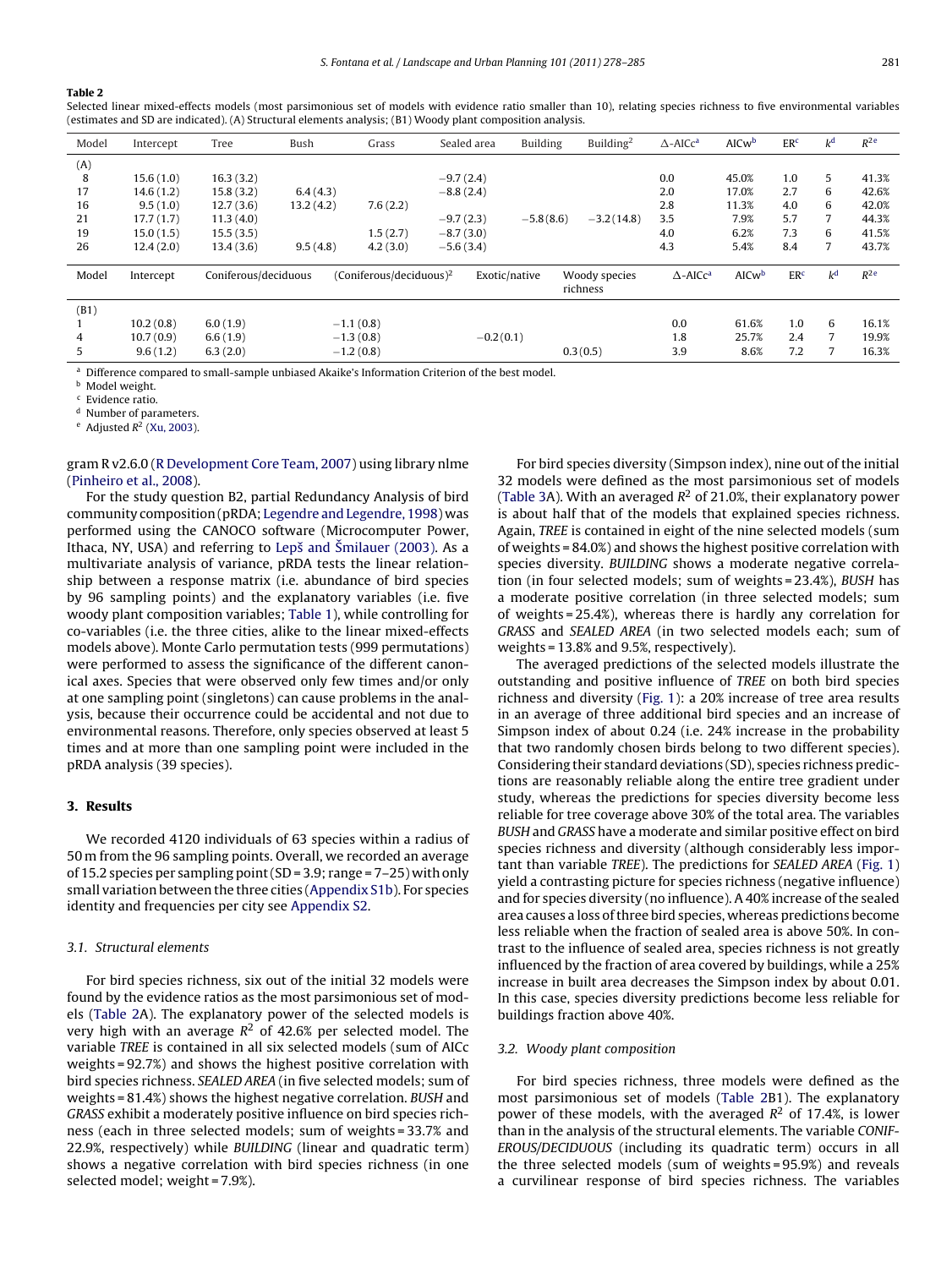**Table 2**

Selected linear mixed-effects models (most parsimonious set of models with evidence ratio smaller than 10), relating species richness to five environmental variables (estimates and SD are indicated). (A) Structural elements analysis; (B1) Woody plant composition analysis.

| Model | Intercept | Tree | Bush | Grass | Sealed area | Building | Building² | Δ-AICc[a] | AICw[b] | ER[c] | k[d] | $R^2$[e] |
|---|---|---|---|---|---|---|---|---|---|---|---|---|
| (A) | | | | | | | | | | | | |
| 8 | 15.6 (1.0) | 16.3 (3.2) | | | −9.7 (2.4) | | | 0.0 | 45.0% | 1.0 | 5 | 41.3% |
| 17 | 14.6 (1.2) | 15.8 (3.2) | 6.4 (4.3) | | −8.8 (2.4) | | | 2.0 | 17.0% | 2.7 | 6 | 42.6% |
| 16 | 9.5 (1.0) | 12.7 (3.6) | 13.2 (4.2) | 7.6 (2.2) | | | | 2.8 | 11.3% | 4.0 | 6 | 42.0% |
| 21 | 17.7 (1.7) | 11.3 (4.0) | | | −9.7 (2.3) | −5.8 (8.6) | −3.2 (14.8) | 3.5 | 7.9% | 5.7 | 7 | 44.3% |
| 19 | 15.0 (1.5) | 15.5 (3.5) | | 1.5 (2.7) | −8.7 (3.0) | | | 4.0 | 6.2% | 7.3 | 6 | 41.5% |
| 26 | 12.4 (2.0) | 13.4 (3.6) | 9.5 (4.8) | 4.2 (3.0) | −5.6 (3.4) | | | 4.3 | 5.4% | 8.4 | 7 | 43.7% |

| Model | Intercept | Coniferous/deciduous | (Coniferous/deciduous)² | Exotic/native | Woody species richness | Δ-AICc[a] | AICw[b] | ER[c] | k[d] | $R^2$[e] |
|---|---|---|---|---|---|---|---|---|---|---|
| (B1) | | | | | | | | | | |
| 1 | 10.2 (0.8) | 6.0 (1.9) | −1.1 (0.8) | | | 0.0 | 61.6% | 1.0 | 6 | 16.1% |
| 4 | 10.7 (0.9) | 6.6 (1.9) | −1.3 (0.8) | −0.2 (0.1) | | 1.8 | 25.7% | 2.4 | 7 | 19.9% |
| 5 | 9.6 (1.2) | 6.3 (2.0) | −1.2 (0.8) | | 0.3 (0.5) | 3.9 | 8.6% | 7.2 | 7 | 16.3% |

[a] Difference compared to small-sample unbiased Akaike's Information Criterion of the best model.
[b] Model weight.
[c] Evidence ratio.
[d] Number of parameters.
[e] Adjusted $R^2$ (Xu, 2003).

gram R v2.6.0 (R Development Core Team, 2007) using library nlme (Pinheiro et al., 2008).

For the study question B2, partial Redundancy Analysis of bird community composition (pRDA; Legendre and Legendre, 1998) was performed using the CANOCO software (Microcomputer Power, Ithaca, NY, USA) and referring to Lepš and Šmilauer (2003). As a multivariate analysis of variance, pRDA tests the linear relationship between a response matrix (i.e. abundance of bird species by 96 sampling points) and the explanatory variables (i.e. five woody plant composition variables; Table 1), while controlling for co-variables (i.e. the three cities, alike to the linear mixed-effects models above). Monte Carlo permutation tests (999 permutations) were performed to assess the significance of the different canonical axes. Species that were observed only few times and/or only at one sampling point (singletons) can cause problems in the analysis, because their occurrence could be accidental and not due to environmental reasons. Therefore, only species observed at least 5 times and at more than one sampling point were included in the pRDA analysis (39 species).

## 3. Results

We recorded 4120 individuals of 63 species within a radius of 50 m from the 96 sampling points. Overall, we recorded an average of 15.2 species per sampling point (SD = 3.9; range = 7–25) with only small variation between the three cities (Appendix S1b). For species identity and frequencies per city see Appendix S2.

### 3.1. Structural elements

For bird species richness, six out of the initial 32 models were found by the evidence ratios as the most parsimonious set of models (Table 2A). The explanatory power of the selected models is very high with an average $R^2$ of 42.6% per selected model. The variable *TREE* is contained in all six selected models (sum of AICc weights = 92.7%) and shows the highest positive correlation with bird species richness. *SEALED AREA* (in five selected models; sum of weights = 81.4%) shows the highest negative correlation. *BUSH* and *GRASS* exhibit a moderately positive influence on bird species richness (each in three selected models; sum of weights = 33.7% and 22.9%, respectively) while *BUILDING* (linear and quadratic term) shows a negative correlation with bird species richness (in one selected model; weight = 7.9%).

For bird species diversity (Simpson index), nine out of the initial 32 models were defined as the most parsimonious set of models (Table 3A). With an averaged $R^2$ of 21.0%, their explanatory power is about half that of the models that explained species richness. Again, *TREE* is contained in eight of the nine selected models (sum of weights = 84.0%) and shows the highest positive correlation with species diversity. *BUILDING* shows a moderate negative correlation (in four selected models; sum of weights = 23.4%), *BUSH* has a moderate positive correlation (in three selected models; sum of weights = 25.4%), whereas there is hardly any correlation for *GRASS* and *SEALED AREA* (in two selected models each; sum of weights = 13.8% and 9.5%, respectively).

The averaged predictions of the selected models illustrate the outstanding and positive influence of *TREE* on both bird species richness and diversity (Fig. 1): a 20% increase of tree area results in an average of three additional bird species and an increase of Simpson index of about 0.24 (i.e. 24% increase in the probability that two randomly chosen birds belong to two different species). Considering their standard deviations (SD), species richness predictions are reasonably reliable along the entire tree gradient under study, whereas the predictions for species diversity become less reliable for tree coverage above 30% of the total area. The variables *BUSH* and *GRASS* have a moderate and similar positive effect on bird species richness and diversity (although considerably less important than variable *TREE*). The predictions for *SEALED AREA* (Fig. 1) yield a contrasting picture for species richness (negative influence) and for species diversity (no influence). A 40% increase of the sealed area causes a loss of three bird species, whereas predictions become less reliable when the fraction of sealed area is above 50%. In contrast to the influence of sealed area, species richness is not greatly influenced by the fraction of area covered by buildings, while a 25% increase in built area decreases the Simpson index by about 0.01. In this case, species diversity predictions become less reliable for buildings fraction above 40%.

### 3.2. Woody plant composition

For bird species richness, three models were defined as the most parsimonious set of models (Table 2B1). The explanatory power of these models, with the averaged $R^2$ of 17.4%, is lower than in the analysis of the structural elements. The variable *CONIFEROUS/DECIDUOUS* (including its quadratic term) occurs in all the three selected models (sum of weights = 95.9%) and reveals a curvilinear response of bird species richness. The variables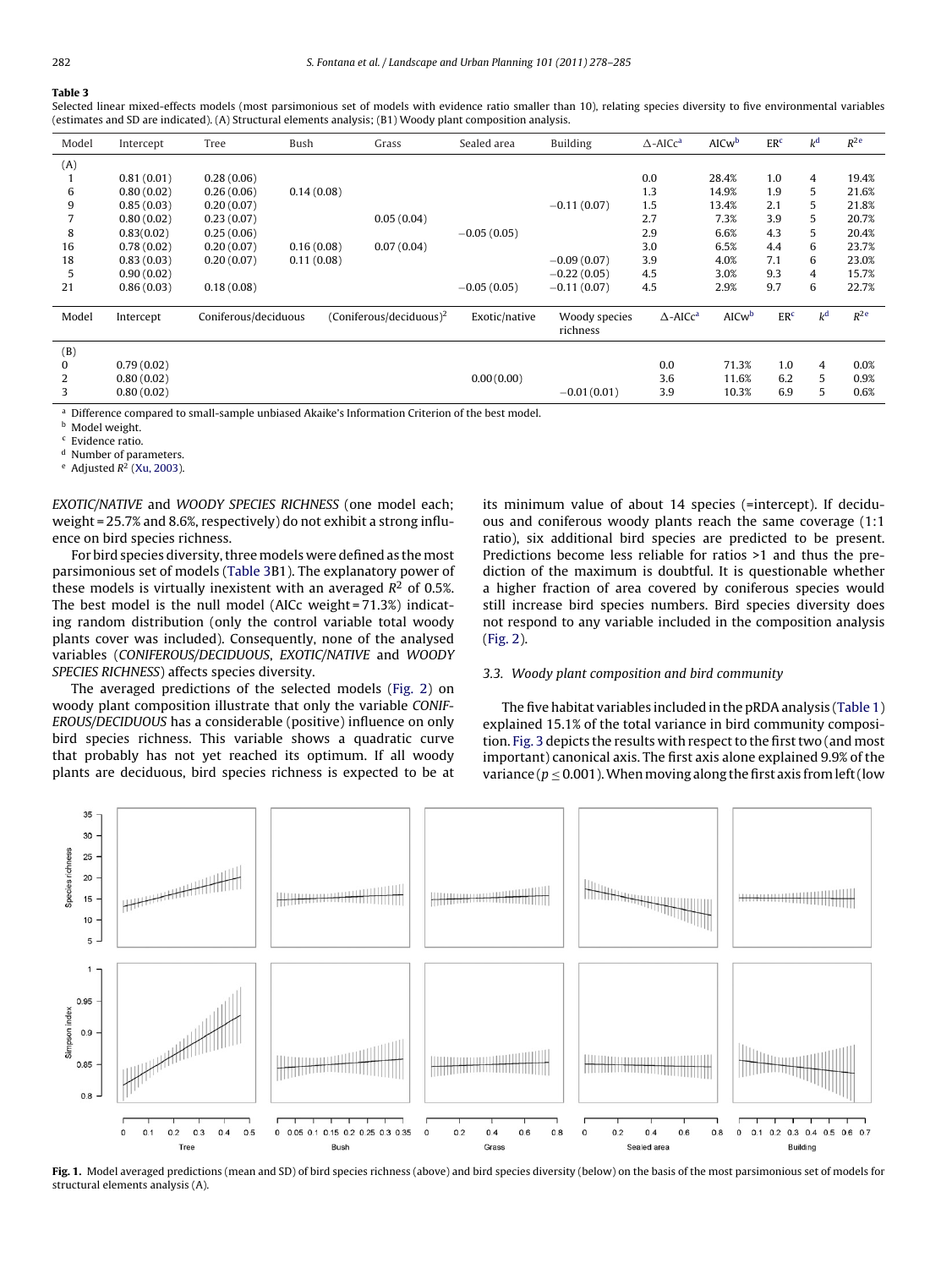**Table 3**

Selected linear mixed-effects models (most parsimonious set of models with evidence ratio smaller than 10), relating species diversity to five environmental variables (estimates and SD are indicated). (A) Structural elements analysis; (B1) Woody plant composition analysis.

| Model | Intercept | Tree | Bush | Grass | Sealed area | Building | Δ-AICc[a] | AICw[b] | ER[c] | $k$[d] | $R^2$[e] |
|---|---|---|---|---|---|---|---|---|---|---|---|
| (A) | | | | | | | | | | | |
| 1 | 0.81 (0.01) | 0.28 (0.06) | | | | | 0.0 | 28.4% | 1.0 | 4 | 19.4% |
| 6 | 0.80 (0.02) | 0.26 (0.06) | 0.14 (0.08) | | | | 1.3 | 14.9% | 1.9 | 5 | 21.6% |
| 9 | 0.85 (0.03) | 0.20 (0.07) | | | | −0.11 (0.07) | 1.5 | 13.4% | 2.1 | 5 | 21.8% |
| 7 | 0.80 (0.02) | 0.23 (0.07) | | 0.05 (0.04) | | | 2.7 | 7.3% | 3.9 | 5 | 20.7% |
| 8 | 0.83(0.02) | 0.25 (0.06) | | | −0.05 (0.05) | | 2.9 | 6.6% | 4.3 | 5 | 20.4% |
| 16 | 0.78 (0.02) | 0.20 (0.07) | 0.16 (0.08) | 0.07 (0.04) | | | 3.0 | 6.5% | 4.4 | 6 | 23.7% |
| 18 | 0.83 (0.03) | 0.20 (0.07) | 0.11 (0.08) | | | −0.09 (0.07) | 3.9 | 4.0% | 7.1 | 6 | 23.0% |
| 5 | 0.90 (0.02) | | | | | −0.22 (0.05) | 4.5 | 3.0% | 9.3 | 4 | 15.7% |
| 21 | 0.86 (0.03) | 0.18 (0.08) | | | −0.05 (0.05) | −0.11 (0.07) | 4.5 | 2.9% | 9.7 | 6 | 22.7% |

| Model | Intercept | Coniferous/deciduous | (Coniferous/deciduous)$^2$ | Exotic/native | Woody species richness | Δ-AICc[a] | AICw[b] | ER[c] | $k$[d] | $R^2$[e] |
|---|---|---|---|---|---|---|---|---|---|---|
| (B) | | | | | | | | | | |
| 0 | 0.79 (0.02) | | | | | 0.0 | 71.3% | 1.0 | 4 | 0.0% |
| 2 | 0.80 (0.02) | | | 0.00 (0.00) | | 3.6 | 11.6% | 6.2 | 5 | 0.9% |
| 3 | 0.80 (0.02) | | | | −0.01 (0.01) | 3.9 | 10.3% | 6.9 | 5 | 0.6% |

[a] Difference compared to small-sample unbiased Akaike's Information Criterion of the best model.
[b] Model weight.
[c] Evidence ratio.
[d] Number of parameters.
[e] Adjusted $R^2$ (Xu, 2003).

*EXOTIC/NATIVE* and *WOODY SPECIES RICHNESS* (one model each; weight = 25.7% and 8.6%, respectively) do not exhibit a strong influence on bird species richness.

For bird species diversity, three models were defined as the most parsimonious set of models (Table 3B1). The explanatory power of these models is virtually inexistent with an averaged $R^2$ of 0.5%. The best model is the null model (AICc weight = 71.3%) indicating random distribution (only the control variable total woody plants cover was included). Consequently, none of the analysed variables (*CONIFEROUS/DECIDUOUS*, *EXOTIC/NATIVE* and *WOODY SPECIES RICHNESS*) affects species diversity.

The averaged predictions of the selected models (Fig. 2) on woody plant composition illustrate that only the variable *CONIFEROUS/DECIDUOUS* has a considerable (positive) influence on only bird species richness. This variable shows a quadratic curve that probably has not yet reached its optimum. If all woody plants are deciduous, bird species richness is expected to be at its minimum value of about 14 species (=intercept). If deciduous and coniferous woody plants reach the same coverage (1:1 ratio), six additional bird species are predicted to be present. Predictions become less reliable for ratios >1 and thus the prediction of the maximum is doubtful. It is questionable whether a higher fraction of area covered by coniferous species would still increase bird species numbers. Bird species diversity does not respond to any variable included in the composition analysis (Fig. 2).

### 3.3. Woody plant composition and bird community

The five habitat variables included in the pRDA analysis (Table 1) explained 15.1% of the total variance in bird community composition. Fig. 3 depicts the results with respect to the first two (and most important) canonical axis. The first axis alone explained 9.9% of the variance ($p \leq 0.001$). When moving along the first axis from left (low

**Fig. 1.** Model averaged predictions (mean and SD) of bird species richness (above) and bird species diversity (below) on the basis of the most parsimonious set of models for structural elements analysis (A).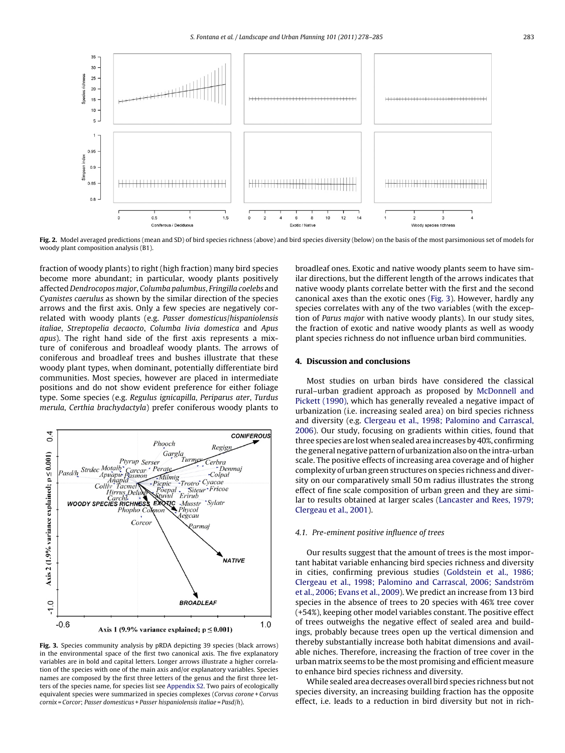Species richness

35
30
25
20
15
10
5

Simpson index

1
0.95
0.9
0.85
0.8

0 0.5 1 1.5
Coniferous / Deciduous

0 2 4 6 8 10 12 14
Exotic / Native

1 2 3 4
Woody species richness

**Fig. 2.** Model averaged predictions (mean and SD) of bird species richness (above) and bird species diversity (below) on the basis of the most parsimonious set of models for woody plant composition analysis (B1).

fraction of woody plants) to right (high fraction) many bird species become more abundant; in particular, woody plants positively affected *Dendrocopos major*, *Columba palumbus*, *Fringilla coelebs* and *Cyanistes caerulus* as shown by the similar direction of the species arrows and the first axis. Only a few species are negatively correlated with woody plants (e.g. *Passer domesticus*/*hispaniolensis italiae*, *Streptopelia decaocto*, *Columba livia domestica* and *Apus apus*). The right hand side of the first axis represents a mixture of coniferous and broadleaf woody plants. The arrows of coniferous and broadleaf trees and bushes illustrate that these woody plant types, when dominant, potentially differentiate bird communities. Most species, however are placed in intermediate positions and do not show evident preference for either foliage type. Some species (e.g. *Regulus ignicapilla*, *Periparus ater*, *Turdus merula*, *Certhia brachydactyla*) prefer coniferous woody plants to broadleaf ones. Exotic and native woody plants seem to have similar directions, but the different length of the arrows indicates that native woody plants correlate better with the first and the second canonical axes than the exotic ones (Fig. 3). However, hardly any species correlates with any of the two variables (with the exception of *Parus major* with native woody plants). In our study sites, the fraction of exotic and native woody plants as well as woody plant species richness do not influence urban bird communities.

Axis 2 (1.9% variance explained; p ≤ 0.001)
0.4
-1.0
-0.6
1.0
Axis 1 (9.9% variance explained; p ≤ 0.001)

CONIFEROUS
NATIVE
BROADLEAF
WOODY SPECIES RICHNESS
EXOTIC

Phooch
Regign
Gargla
Ptyrup
Serser
Turmer
Cerbra
Denmaj
Pasd/h
Strdec
Motalb
Carcar
Perate
Colpal
Apuapu
Pasmon
Milmig
Anapla
Colliv
Tacmel
Picpic
Trotro
Cyacae
Hirrus
Delurb
Poepal
Siteur
Fricoe
Carchl
Stuvul
Erirub
Musstr
Sylatr
Phopho
Colmon
Phycol
Aegcau
Corcor
Parmaj

**Fig. 3.** Species community analysis by pRDA depicting 39 species (black arrows) in the environmental space of the first two canonical axis. The five explanatory variables are in bold and capital letters. Longer arrows illustrate a higher correlation of the species with one of the main axis and/or explanatory variables. Species names are composed by the first three letters of the genus and the first three letters of the species name, for species list see Appendix S2. Two pairs of ecologically equivalent species were summarized in species complexes (*Corvus corone* + *Corvus cornix* = Corcor; *Passer domesticus* + *Passer hispaniolensis italiae* = Pasd/h).

## 4. Discussion and conclusions

Most studies on urban birds have considered the classical rural–urban gradient approach as proposed by McDonnell and Pickett (1990), which has generally revealed a negative impact of urbanization (i.e. increasing sealed area) on bird species richness and diversity (e.g. Clergeau et al., 1998; Palomino and Carrascal, 2006). Our study, focusing on gradients within cities, found that three species are lost when sealed area increases by 40%, confirming the general negative pattern of urbanization also on the intra-urban scale. The positive effects of increasing area coverage and of higher complexity of urban green structures on species richness and diversity on our comparatively small 50 m radius illustrates the strong effect of fine scale composition of urban green and they are similar to results obtained at larger scales (Lancaster and Rees, 1979; Clergeau et al., 2001).

### 4.1. Pre-eminent positive influence of trees

Our results suggest that the amount of trees is the most important habitat variable enhancing bird species richness and diversity in cities, confirming previous studies (Goldstein et al., 1986; Clergeau et al., 1998; Palomino and Carrascal, 2006; Sandström et al., 2006; Evans et al., 2009). We predict an increase from 13 bird species in the absence of trees to 20 species with 46% tree cover (+54%), keeping other model variables constant. The positive effect of trees outweighs the negative effect of sealed area and buildings, probably because trees open up the vertical dimension and thereby substantially increase both habitat dimensions and available niches. Therefore, increasing the fraction of tree cover in the urban matrix seems to be the most promising and efficient measure to enhance bird species richness and diversity.

While sealed area decreases overall bird species richness but not species diversity, an increasing building fraction has the opposite effect, i.e. leads to a reduction in bird diversity but not in rich-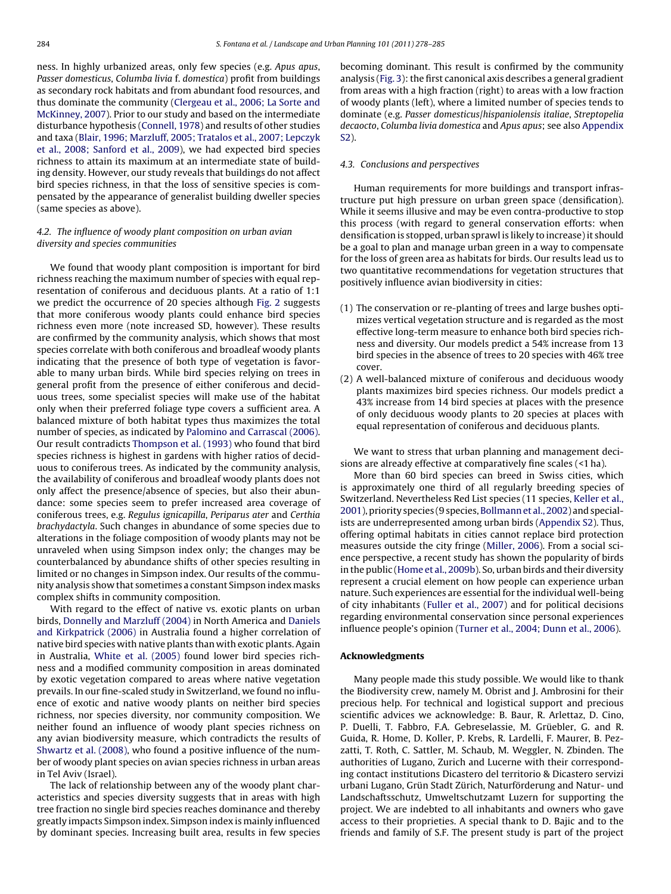ness. In highly urbanized areas, only few species (e.g. *Apus apus*, *Passer domesticus*, *Columba livia* f. *domestica*) profit from buildings as secondary rock habitats and from abundant food resources, and thus dominate the community (Clergeau et al., 2006; La Sorte and McKinney, 2007). Prior to our study and based on the intermediate disturbance hypothesis (Connell, 1978) and results of other studies and taxa (Blair, 1996; Marzluff, 2005; Tratalos et al., 2007; Lepczyk et al., 2008; Sanford et al., 2009), we had expected bird species richness to attain its maximum at an intermediate state of building density. However, our study reveals that buildings do not affect bird species richness, in that the loss of sensitive species is compensated by the appearance of generalist building dweller species (same species as above).

### 4.2. The influence of woody plant composition on urban avian diversity and species communities

We found that woody plant composition is important for bird richness reaching the maximum number of species with equal representation of coniferous and deciduous plants. At a ratio of 1:1 we predict the occurrence of 20 species although Fig. 2 suggests that more coniferous woody plants could enhance bird species richness even more (note increased SD, however). These results are confirmed by the community analysis, which shows that most species correlate with both coniferous and broadleaf woody plants indicating that the presence of both type of vegetation is favorable to many urban birds. While bird species relying on trees in general profit from the presence of either coniferous and deciduous trees, some specialist species will make use of the habitat only when their preferred foliage type covers a sufficient area. A balanced mixture of both habitat types thus maximizes the total number of species, as indicated by Palomino and Carrascal (2006). Our result contradicts Thompson et al. (1993) who found that bird species richness is highest in gardens with higher ratios of deciduous to coniferous trees. As indicated by the community analysis, the availability of coniferous and broadleaf woody plants does not only affect the presence/absence of species, but also their abundance: some species seem to prefer increased area coverage of coniferous trees, e.g. *Regulus ignicapilla*, *Periparus ater* and *Certhia brachydactyla*. Such changes in abundance of some species due to alterations in the foliage composition of woody plants may not be unraveled when using Simpson index only; the changes may be counterbalanced by abundance shifts of other species resulting in limited or no changes in Simpson index. Our results of the community analysis show that sometimes a constant Simpson index masks complex shifts in community composition.

With regard to the effect of native vs. exotic plants on urban birds, Donnelly and Marzluff (2004) in North America and Daniels and Kirkpatrick (2006) in Australia found a higher correlation of native bird species with native plants than with exotic plants. Again in Australia, White et al. (2005) found lower bird species richness and a modified community composition in areas dominated by exotic vegetation compared to areas where native vegetation prevails. In our fine-scaled study in Switzerland, we found no influence of exotic and native woody plants on neither bird species richness, nor species diversity, nor community composition. We neither found an influence of woody plant species richness on any avian biodiversity measure, which contradicts the results of Shwartz et al. (2008), who found a positive influence of the number of woody plant species on avian species richness in urban areas in Tel Aviv (Israel).

The lack of relationship between any of the woody plant characteristics and species diversity suggests that in areas with high tree fraction no single bird species reaches dominance and thereby greatly impacts Simpson index. Simpson index is mainly influenced by dominant species. Increasing built area, results in few species becoming dominant. This result is confirmed by the community analysis (Fig. 3): the first canonical axis describes a general gradient from areas with a high fraction (right) to areas with a low fraction of woody plants (left), where a limited number of species tends to dominate (e.g. *Passer domesticus/hispaniolensis italiae*, *Streptopelia decaocto*, *Columba livia domestica* and *Apus apus*; see also Appendix S2).

### 4.3. Conclusions and perspectives

Human requirements for more buildings and transport infrastructure put high pressure on urban green space (densification). While it seems illusive and may be even contra-productive to stop this process (with regard to general conservation efforts: when densification is stopped, urban sprawl is likely to increase) it should be a goal to plan and manage urban green in a way to compensate for the loss of green area as habitats for birds. Our results lead us to two quantitative recommendations for vegetation structures that positively influence avian biodiversity in cities:

(1) The conservation or re-planting of trees and large bushes optimizes vertical vegetation structure and is regarded as the most effective long-term measure to enhance both bird species richness and diversity. Our models predict a 54% increase from 13 bird species in the absence of trees to 20 species with 46% tree cover.
(2) A well-balanced mixture of coniferous and deciduous woody plants maximizes bird species richness. Our models predict a 43% increase from 14 bird species at places with the presence of only deciduous woody plants to 20 species at places with equal representation of coniferous and deciduous plants.

We want to stress that urban planning and management decisions are already effective at comparatively fine scales (<1 ha).

More than 60 bird species can breed in Swiss cities, which is approximately one third of all regularly breeding species of Switzerland. Nevertheless Red List species (11 species, Keller et al., 2001), priority species (9 species, Bollmann et al., 2002) and specialists are underrepresented among urban birds (Appendix S2). Thus, offering optimal habitats in cities cannot replace bird protection measures outside the city fringe (Miller, 2006). From a social science perspective, a recent study has shown the popularity of birds in the public (Home et al., 2009b). So, urban birds and their diversity represent a crucial element on how people can experience urban nature. Such experiences are essential for the individual well-being of city inhabitants (Fuller et al., 2007) and for political decisions regarding environmental conservation since personal experiences influence people's opinion (Turner et al., 2004; Dunn et al., 2006).

## Acknowledgments

Many people made this study possible. We would like to thank the Biodiversity crew, namely M. Obrist and J. Ambrosini for their precious help. For technical and logistical support and precious scientific advices we acknowledge: B. Baur, R. Arlettaz, D. Cino, P. Duelli, T. Fabbro, F.A. Gebreselassie, M. Grüebler, G. and R. Guida, R. Home, D. Koller, P. Krebs, R. Lardelli, F. Maurer, B. Pezzatti, T. Roth, C. Sattler, M. Schaub, M. Weggler, N. Zbinden. The authorities of Lugano, Zurich and Lucerne with their corresponding contact institutions Dicastero del territorio & Dicastero servizi urbani Lugano, Grün Stadt Zürich, Naturförderung and Natur- und Landschaftsschutz, Umweltschutzamt Luzern for supporting the project. We are indebted to all inhabitants and owners who gave access to their proprieties. A special thank to D. Bajic and to the friends and family of S.F. The present study is part of the project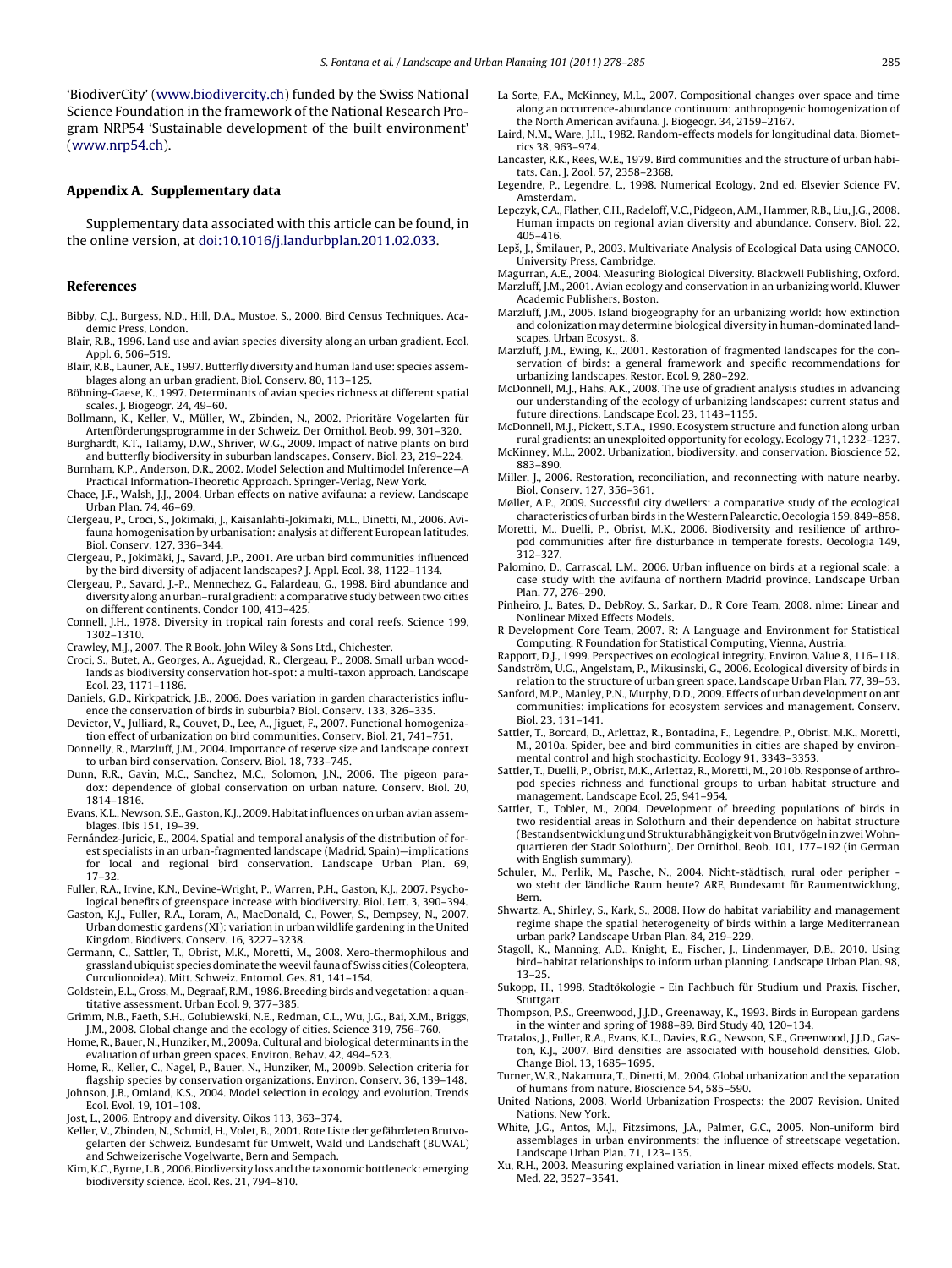'BiodiverCity' (www.biodivercity.ch) funded by the Swiss National Science Foundation in the framework of the National Research Program NRP54 'Sustainable development of the built environment' (www.nrp54.ch).

## Appendix A. Supplementary data

Supplementary data associated with this article can be found, in the online version, at doi:10.1016/j.landurbplan.2011.02.033.

## References

Bibby, C.J., Burgess, N.D., Hill, D.A., Mustoe, S., 2000. Bird Census Techniques. Academic Press, London.

Blair, R.B., 1996. Land use and avian species diversity along an urban gradient. Ecol. Appl. 6, 506–519.

Blair, R.B., Launer, A.E., 1997. Butterfly diversity and human land use: species assemblages along an urban gradient. Biol. Conserv. 80, 113–125.

Böhning-Gaese, K., 1997. Determinants of avian species richness at different spatial scales. J. Biogeogr. 24, 49–60.

Bollmann, K., Keller, V., Müller, W., Zbinden, N., 2002. Prioritäre Vogelarten für Artenförderungsprogramme in der Schweiz. Der Ornithol. Beob. 99, 301–320.

Burghardt, K.T., Tallamy, D.W., Shriver, W.G., 2009. Impact of native plants on bird and butterfly biodiversity in suburban landscapes. Conserv. Biol. 23, 219–224.

Burnham, K.P., Anderson, D.R., 2002. Model Selection and Multimodel Inference—A Practical Information-Theoretic Approach. Springer-Verlag, New York.

Chace, J.F., Walsh, J.J., 2004. Urban effects on native avifauna: a review. Landscape Urban Plan. 74, 46–69.

Clergeau, P., Croci, S., Jokimaki, J., Kaisanlahti-Jokimaki, M.L., Dinetti, M., 2006. Avifauna homogenisation by urbanisation: analysis at different European latitudes. Biol. Conserv. 127, 336–344.

Clergeau, P., Jokimäki, J., Savard, J.P., 2001. Are urban bird communities influenced by the bird diversity of adjacent landscapes? J. Appl. Ecol. 38, 1122–1134.

Clergeau, P., Savard, J.-P., Mennechez, G., Falardeau, G., 1998. Bird abundance and diversity along an urban–rural gradient: a comparative study between two cities on different continents. Condor 100, 413–425.

Connell, J.H., 1978. Diversity in tropical rain forests and coral reefs. Science 199, 1302–1310.

Crawley, M.J., 2007. The R Book. John Wiley & Sons Ltd., Chichester.

Croci, S., Butet, A., Georges, A., Aguejdad, R., Clergeau, P., 2008. Small urban woodlands as biodiversity conservation hot-spot: a multi-taxon approach. Landscape Ecol. 23, 1171–1186.

Daniels, G.D., Kirkpatrick, J.B., 2006. Does variation in garden characteristics influence the conservation of birds in suburbia? Biol. Conserv. 133, 326–335.

Devictor, V., Julliard, R., Couvet, D., Lee, A., Jiguet, F., 2007. Functional homogenization effect of urbanization on bird communities. Conserv. Biol. 21, 741–751.

Donnelly, R., Marzluff, J.M., 2004. Importance of reserve size and landscape context to urban bird conservation. Conserv. Biol. 18, 733–745.

Dunn, R.R., Gavin, M.C., Sanchez, M.C., Solomon, J.N., 2006. The pigeon paradox: dependence of global conservation on urban nature. Conserv. Biol. 20, 1814–1816.

Evans, K.L., Newson, S.E., Gaston, K.J., 2009. Habitat influences on urban avian assemblages. Ibis 151, 19–39.

Fernández-Juricic, E., 2004. Spatial and temporal analysis of the distribution of forest specialists in an urban-fragmented landscape (Madrid, Spain)—implications for local and regional bird conservation. Landscape Urban Plan. 69, 17–32.

Fuller, R.A., Irvine, K.N., Devine-Wright, P., Warren, P.H., Gaston, K.J., 2007. Psychological benefits of greenspace increase with biodiversity. Biol. Lett. 3, 390–394.

Gaston, K.J., Fuller, R.A., Loram, A., MacDonald, C., Power, S., Dempsey, N., 2007. Urban domestic gardens (XI): variation in urban wildlife gardening in the United Kingdom. Biodivers. Conserv. 16, 3227–3238.

Germann, C., Sattler, T., Obrist, M.K., Moretti, M., 2008. Xero-thermophilous and grassland ubiquist species dominate the weevil fauna of Swiss cities (Coleoptera, Curculionoidea). Mitt. Schweiz. Entomol. Ges. 81, 141–154.

Goldstein, E.L., Gross, M., Degraaf, R.M., 1986. Breeding birds and vegetation: a quantitative assessment. Urban Ecol. 9, 377–385.

Grimm, N.B., Faeth, S.H., Golubiewski, N.E., Redman, C.L., Wu, J.G., Bai, X.M., Briggs, J.M., 2008. Global change and the ecology of cities. Science 319, 756–760.

Home, R., Bauer, N., Hunziker, M., 2009a. Cultural and biological determinants in the evaluation of urban green spaces. Environ. Behav. 42, 494–523.

Home, R., Keller, C., Nagel, P., Bauer, N., Hunziker, M., 2009b. Selection criteria for flagship species by conservation organizations. Environ. Conserv. 36, 139–148.

Johnson, J.B., Omland, K.S., 2004. Model selection in ecology and evolution. Trends Ecol. Evol. 19, 101–108.

Jost, L., 2006. Entropy and diversity. Oikos 113, 363–374.

Keller, V., Zbinden, N., Schmid, H., Volet, B., 2001. Rote Liste der gefährdeten Brutvogelarten der Schweiz. Bundesamt für Umwelt, Wald und Landschaft (BUWAL) and Schweizerische Vogelwarte, Bern and Sempach.

Kim, K.C., Byrne, L.B., 2006. Biodiversity loss and the taxonomic bottleneck: emerging biodiversity science. Ecol. Res. 21, 794–810.

La Sorte, F.A., McKinney, M.L., 2007. Compositional changes over space and time along an occurrence-abundance continuum: anthropogenic homogenization of the North American avifauna. J. Biogeogr. 34, 2159–2167.

Laird, N.M., Ware, J.H., 1982. Random-effects models for longitudinal data. Biometrics 38, 963–974.

Lancaster, R.K., Rees, W.E., 1979. Bird communities and the structure of urban habitats. Can. J. Zool. 57, 2358–2368.

Legendre, P., Legendre, L., 1998. Numerical Ecology, 2nd ed. Elsevier Science PV, Amsterdam.

Lepczyk, C.A., Flather, C.H., Radeloff, V.C., Pidgeon, A.M., Hammer, R.B., Liu, J.G., 2008. Human impacts on regional avian diversity and abundance. Conserv. Biol. 22, 405–416.

Lepš, J., Šmilauer, P., 2003. Multivariate Analysis of Ecological Data using CANOCO. University Press, Cambridge.

Magurran, A.E., 2004. Measuring Biological Diversity. Blackwell Publishing, Oxford.

Marzluff, J.M., 2001. Avian ecology and conservation in an urbanizing world. Kluwer Academic Publishers, Boston.

Marzluff, J.M., 2005. Island biogeography for an urbanizing world: how extinction and colonization may determine biological diversity in human-dominated landscapes. Urban Ecosyst., 8.

Marzluff, J.M., Ewing, K., 2001. Restoration of fragmented landscapes for the conservation of birds: a general framework and specific recommendations for urbanizing landscapes. Restor. Ecol. 9, 280–292.

McDonnell, M.J., Hahs, A.K., 2008. The use of gradient analysis studies in advancing our understanding of the ecology of urbanizing landscapes: current status and future directions. Landscape Ecol. 23, 1143–1155.

McDonnell, M.J., Pickett, S.T.A., 1990. Ecosystem structure and function along urban rural gradients: an unexploited opportunity for ecology. Ecology 71, 1232–1237.

McKinney, M.L., 2002. Urbanization, biodiversity, and conservation. Bioscience 52, 883–890.

Miller, J., 2006. Restoration, reconciliation, and reconnecting with nature nearby. Biol. Conserv. 127, 356–361.

Møller, A.P., 2009. Successful city dwellers: a comparative study of the ecological characteristics of urban birds in the Western Palearctic. Oecologia 159, 849–858.

Moretti, M., Duelli, P., Obrist, M.K., 2006. Biodiversity and resilience of arthropod communities after fire disturbance in temperate forests. Oecologia 149, 312–327.

Palomino, D., Carrascal, L.M., 2006. Urban influence on birds at a regional scale: a case study with the avifauna of northern Madrid province. Landscape Urban Plan. 77, 276–290.

Pinheiro, J., Bates, D., DebRoy, S., Sarkar, D., R Core Team, 2008. nlme: Linear and Nonlinear Mixed Effects Models.

R Development Core Team, 2007. R: A Language and Environment for Statistical Computing. R Foundation for Statistical Computing, Vienna, Austria.

Rapport, D.J., 1999. Perspectives on ecological integrity. Environ. Value 8, 116–118.

Sandström, U.G., Angelstam, P., Mikusinski, G., 2006. Ecological diversity of birds in relation to the structure of urban green space. Landscape Urban Plan. 77, 39–53.

Sanford, M.P., Manley, P.N., Murphy, D.D., 2009. Effects of urban development on ant communities: implications for ecosystem services and management. Conserv. Biol. 23, 131–141.

Sattler, T., Borcard, D., Arlettaz, R., Bontadina, F., Legendre, P., Obrist, M.K., Moretti, M., 2010a. Spider, bee and bird communities in cities are shaped by environmental control and high stochasticity. Ecology 91, 3343–3353.

Sattler, T., Duelli, P., Obrist, M.K., Arlettaz, R., Moretti, M., 2010b. Response of arthropod species richness and functional groups to urban habitat structure and management. Landscape Ecol. 25, 941–954.

Sattler, T., Tobler, M., 2004. Development of breeding populations of birds in two residential areas in Solothurn and their dependence on habitat structure (Bestandsentwicklung und Strukturabhängigkeit von Brutvögeln in zwei Wohnquartieren der Stadt Solothurn). Der Ornithol. Beob. 101, 177–192 (in German with English summary).

Schuler, M., Perlik, M., Pasche, N., 2004. Nicht-städtisch, rural oder peripher - wo steht der ländliche Raum heute? ARE, Bundesamt für Raumentwicklung, Bern.

Shwartz, A., Shirley, S., Kark, S., 2008. How do habitat variability and management regime shape the spatial heterogeneity of birds within a large Mediterranean urban park? Landscape Urban Plan. 84, 219–229.

Stagoll, K., Manning, A.D., Knight, E., Fischer, J., Lindenmayer, D.B., 2010. Using bird–habitat relationships to inform urban planning. Landscape Urban Plan. 98, 13–25.

Sukopp, H., 1998. Stadtökologie - Ein Fachbuch für Studium und Praxis. Fischer, Stuttgart.

Thompson, P.S., Greenwood, J.J.D., Greenaway, K., 1993. Birds in European gardens in the winter and spring of 1988–89. Bird Study 40, 120–134.

Tratalos, J., Fuller, R.A., Evans, K.L., Davies, R.G., Newson, S.E., Greenwood, J.J.D., Gaston, K.J., 2007. Bird densities are associated with household densities. Glob. Change Biol. 13, 1685–1695.

Turner, W.R., Nakamura, T., Dinetti, M., 2004. Global urbanization and the separation of humans from nature. Bioscience 54, 585–590.

United Nations, 2008. World Urbanization Prospects: the 2007 Revision. United Nations, New York.

White, J.G., Antos, M.J., Fitzsimons, J.A., Palmer, G.C., 2005. Non-uniform bird assemblages in urban environments: the influence of streetscape vegetation. Landscape Urban Plan. 71, 123–135.

Xu, R.H., 2003. Measuring explained variation in linear mixed effects models. Stat. Med. 22, 3527–3541.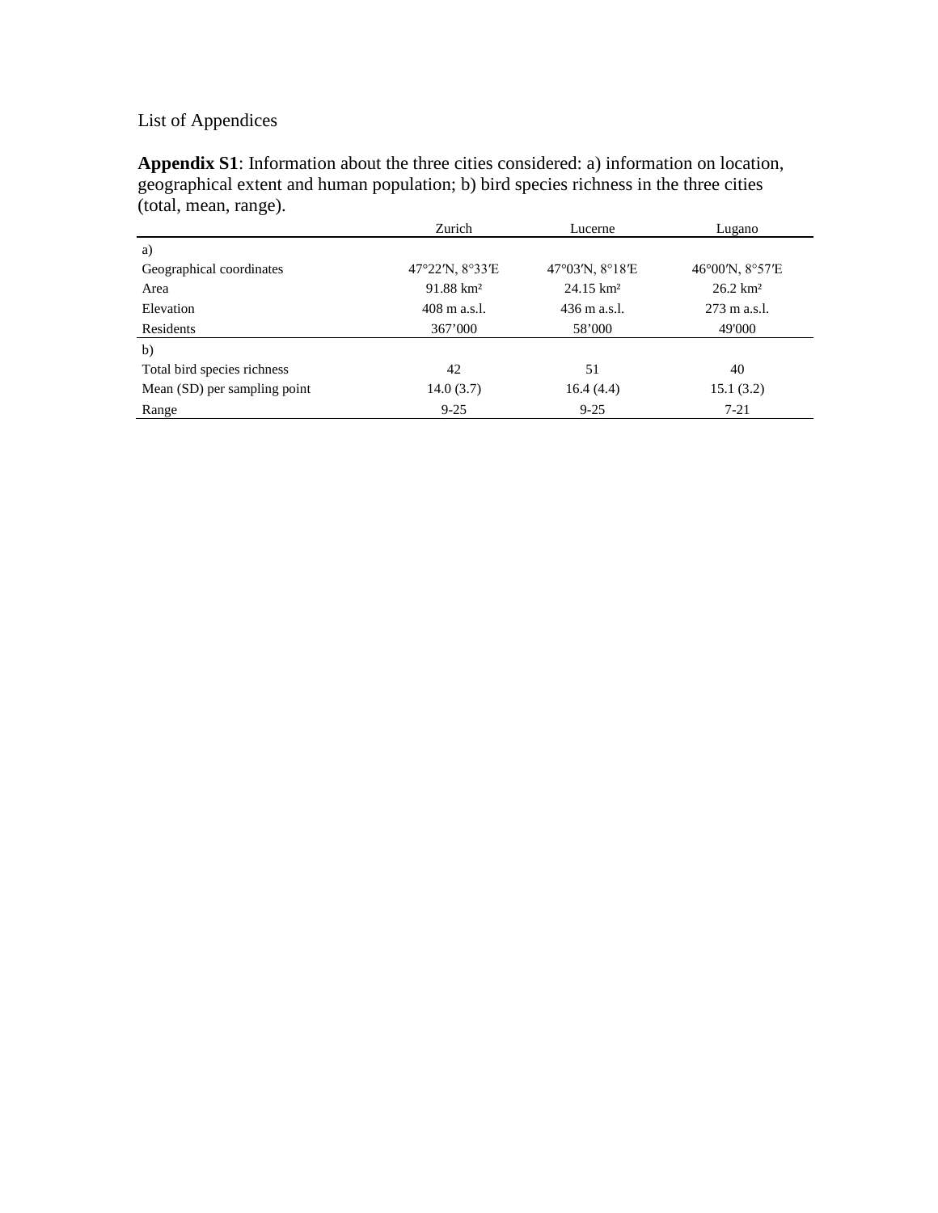List of Appendices

**Appendix S1**: Information about the three cities considered: a) information on location, geographical extent and human population; b) bird species richness in the three cities (total, mean, range).

| | Zurich | Lucerne | Lugano |
|---|---|---|---|
| a) | | | |
| Geographical coordinates | 47°22′N, 8°33′E | 47°03′N, 8°18′E | 46°00′N, 8°57′E |
| Area | 91.88 km² | 24.15 km² | 26.2 km² |
| Elevation | 408 m a.s.l. | 436 m a.s.l. | 273 m a.s.l. |
| Residents | 367’000 | 58’000 | 49'000 |
| b) | | | |
| Total bird species richness | 42 | 51 | 40 |
| Mean (SD) per sampling point | 14.0 (3.7) | 16.4 (4.4) | 15.1 (3.2) |
| Range | 9-25 | 9-25 | 7-21 |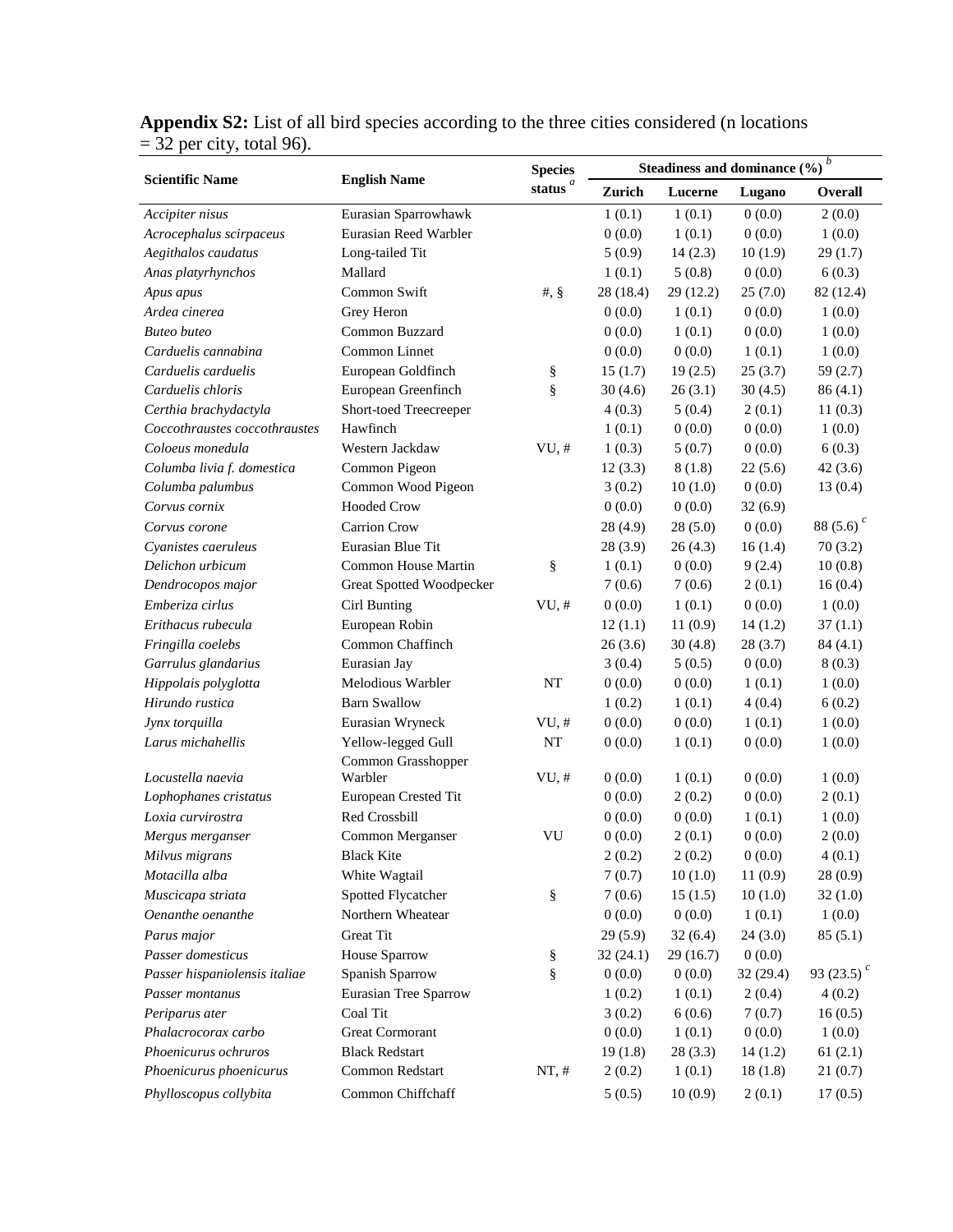**Appendix S2:** List of all bird species according to the three cities considered (n locations = 32 per city, total 96).

| Scientific Name | English Name | Species status [a] | Steadiness and dominance (%) [b] | | | |
|---|---|---|---|---|---|---|
| | | | Zurich | Lucerne | Lugano | Overall |
| *Accipiter nisus* | Eurasian Sparrowhawk | | 1 (0.1) | 1 (0.1) | 0 (0.0) | 2 (0.0) |
| *Acrocephalus scirpaceus* | Eurasian Reed Warbler | | 0 (0.0) | 1 (0.1) | 0 (0.0) | 1 (0.0) |
| *Aegithalos caudatus* | Long-tailed Tit | | 5 (0.9) | 14 (2.3) | 10 (1.9) | 29 (1.7) |
| *Anas platyrhynchos* | Mallard | | 1 (0.1) | 5 (0.8) | 0 (0.0) | 6 (0.3) |
| *Apus apus* | Common Swift | #, § | 28 (18.4) | 29 (12.2) | 25 (7.0) | 82 (12.4) |
| *Ardea cinerea* | Grey Heron | | 0 (0.0) | 1 (0.1) | 0 (0.0) | 1 (0.0) |
| *Buteo buteo* | Common Buzzard | | 0 (0.0) | 1 (0.1) | 0 (0.0) | 1 (0.0) |
| *Carduelis cannabina* | Common Linnet | | 0 (0.0) | 0 (0.0) | 1 (0.1) | 1 (0.0) |
| *Carduelis carduelis* | European Goldfinch | § | 15 (1.7) | 19 (2.5) | 25 (3.7) | 59 (2.7) |
| *Carduelis chloris* | European Greenfinch | § | 30 (4.6) | 26 (3.1) | 30 (4.5) | 86 (4.1) |
| *Certhia brachydactyla* | Short-toed Treecreeper | | 4 (0.3) | 5 (0.4) | 2 (0.1) | 11 (0.3) |
| *Coccothraustes coccothraustes* | Hawfinch | | 1 (0.1) | 0 (0.0) | 0 (0.0) | 1 (0.0) |
| *Coloeus monedula* | Western Jackdaw | VU, # | 1 (0.3) | 5 (0.7) | 0 (0.0) | 6 (0.3) |
| *Columba livia f. domestica* | Common Pigeon | | 12 (3.3) | 8 (1.8) | 22 (5.6) | 42 (3.6) |
| *Columba palumbus* | Common Wood Pigeon | | 3 (0.2) | 10 (1.0) | 0 (0.0) | 13 (0.4) |
| *Corvus cornix* | Hooded Crow | | 0 (0.0) | 0 (0.0) | 32 (6.9) | |
| *Corvus corone* | Carrion Crow | | 28 (4.9) | 28 (5.0) | 0 (0.0) | 88 (5.6) [c] |
| *Cyanistes caeruleus* | Eurasian Blue Tit | | 28 (3.9) | 26 (4.3) | 16 (1.4) | 70 (3.2) |
| *Delichon urbicum* | Common House Martin | § | 1 (0.1) | 0 (0.0) | 9 (2.4) | 10 (0.8) |
| *Dendrocopos major* | Great Spotted Woodpecker | | 7 (0.6) | 7 (0.6) | 2 (0.1) | 16 (0.4) |
| *Emberiza cirlus* | Cirl Bunting | VU, # | 0 (0.0) | 1 (0.1) | 0 (0.0) | 1 (0.0) |
| *Erithacus rubecula* | European Robin | | 12 (1.1) | 11 (0.9) | 14 (1.2) | 37 (1.1) |
| *Fringilla coelebs* | Common Chaffinch | | 26 (3.6) | 30 (4.8) | 28 (3.7) | 84 (4.1) |
| *Garrulus glandarius* | Eurasian Jay | | 3 (0.4) | 5 (0.5) | 0 (0.0) | 8 (0.3) |
| *Hippolais polyglotta* | Melodious Warbler | NT | 0 (0.0) | 0 (0.0) | 1 (0.1) | 1 (0.0) |
| *Hirundo rustica* | Barn Swallow | | 1 (0.2) | 1 (0.1) | 4 (0.4) | 6 (0.2) |
| *Jynx torquilla* | Eurasian Wryneck | VU, # | 0 (0.0) | 0 (0.0) | 1 (0.1) | 1 (0.0) |
| *Larus michahellis* | Yellow-legged Gull | NT | 0 (0.0) | 1 (0.1) | 0 (0.0) | 1 (0.0) |
| *Locustella naevia* | Common Grasshopper Warbler | VU, # | 0 (0.0) | 1 (0.1) | 0 (0.0) | 1 (0.0) |
| *Lophophanes cristatus* | European Crested Tit | | 0 (0.0) | 2 (0.2) | 0 (0.0) | 2 (0.1) |
| *Loxia curvirostra* | Red Crossbill | | 0 (0.0) | 0 (0.0) | 1 (0.1) | 1 (0.0) |
| *Mergus merganser* | Common Merganser | VU | 0 (0.0) | 2 (0.1) | 0 (0.0) | 2 (0.0) |
| *Milvus migrans* | Black Kite | | 2 (0.2) | 2 (0.2) | 0 (0.0) | 4 (0.1) |
| *Motacilla alba* | White Wagtail | | 7 (0.7) | 10 (1.0) | 11 (0.9) | 28 (0.9) |
| *Muscicapa striata* | Spotted Flycatcher | § | 7 (0.6) | 15 (1.5) | 10 (1.0) | 32 (1.0) |
| *Oenanthe oenanthe* | Northern Wheatear | | 0 (0.0) | 0 (0.0) | 1 (0.1) | 1 (0.0) |
| *Parus major* | Great Tit | | 29 (5.9) | 32 (6.4) | 24 (3.0) | 85 (5.1) |
| *Passer domesticus* | House Sparrow | § | 32 (24.1) | 29 (16.7) | 0 (0.0) | |
| *Passer hispaniolensis italiae* | Spanish Sparrow | § | 0 (0.0) | 0 (0.0) | 32 (29.4) | 93 (23.5) [c] |
| *Passer montanus* | Eurasian Tree Sparrow | | 1 (0.2) | 1 (0.1) | 2 (0.4) | 4 (0.2) |
| *Periparus ater* | Coal Tit | | 3 (0.2) | 6 (0.6) | 7 (0.7) | 16 (0.5) |
| *Phalacrocorax carbo* | Great Cormorant | | 0 (0.0) | 1 (0.1) | 0 (0.0) | 1 (0.0) |
| *Phoenicurus ochruros* | Black Redstart | | 19 (1.8) | 28 (3.3) | 14 (1.2) | 61 (2.1) |
| *Phoenicurus phoenicurus* | Common Redstart | NT, # | 2 (0.2) | 1 (0.1) | 18 (1.8) | 21 (0.7) |
| *Phylloscopus collybita* | Common Chiffchaff | | 5 (0.5) | 10 (0.9) | 2 (0.1) | 17 (0.5) |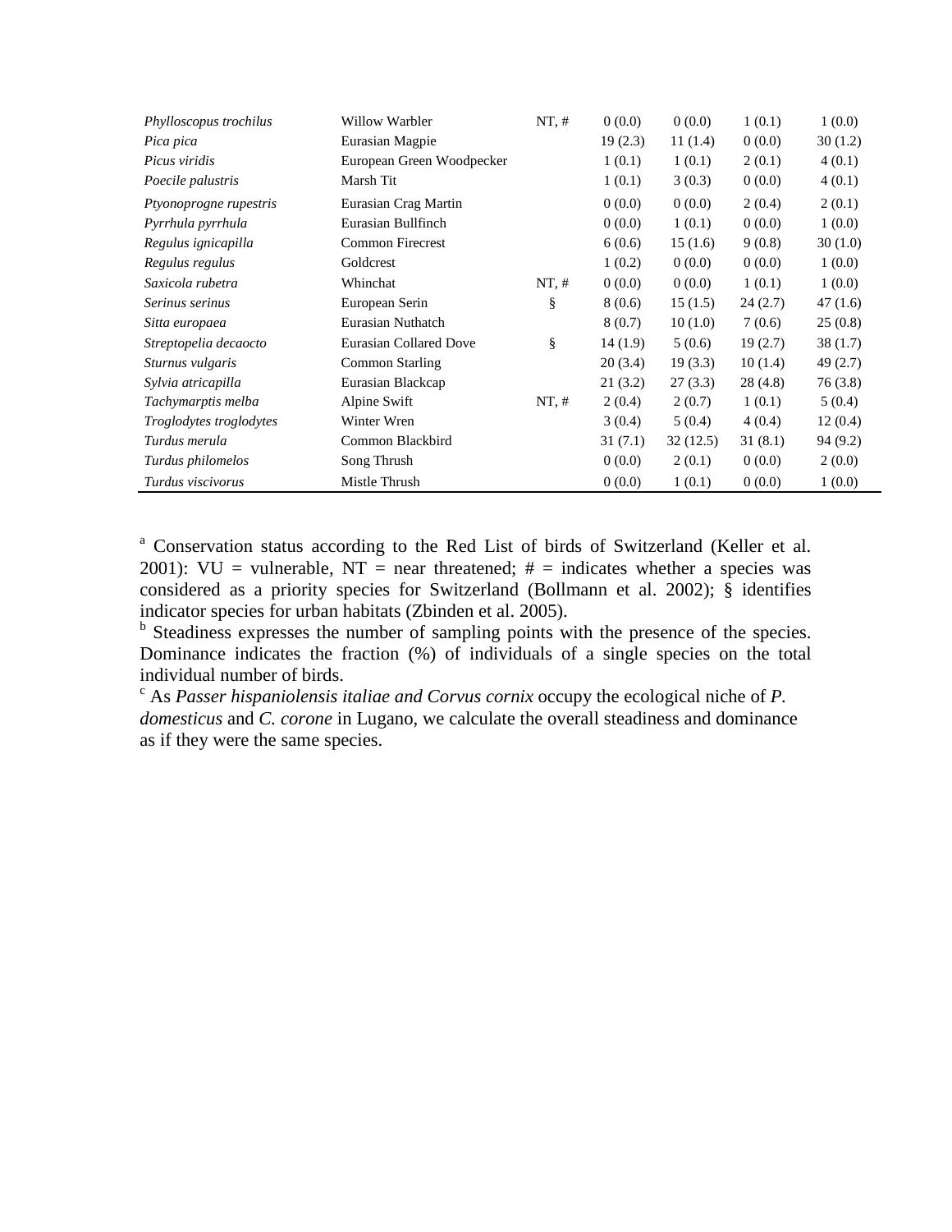| | | | | | | |
|---|---|---|---|---|---|---|
| *Phylloscopus trochilus* | Willow Warbler | NT, # | 0 (0.0) | 0 (0.0) | 1 (0.1) | 1 (0.0) |
| *Pica pica* | Eurasian Magpie | | 19 (2.3) | 11 (1.4) | 0 (0.0) | 30 (1.2) |
| *Picus viridis* | European Green Woodpecker | | 1 (0.1) | 1 (0.1) | 2 (0.1) | 4 (0.1) |
| *Poecile palustris* | Marsh Tit | | 1 (0.1) | 3 (0.3) | 0 (0.0) | 4 (0.1) |
| *Ptyonoprogne rupestris* | Eurasian Crag Martin | | 0 (0.0) | 0 (0.0) | 2 (0.4) | 2 (0.1) |
| *Pyrrhula pyrrhula* | Eurasian Bullfinch | | 0 (0.0) | 1 (0.1) | 0 (0.0) | 1 (0.0) |
| *Regulus ignicapilla* | Common Firecrest | | 6 (0.6) | 15 (1.6) | 9 (0.8) | 30 (1.0) |
| *Regulus regulus* | Goldcrest | | 1 (0.2) | 0 (0.0) | 0 (0.0) | 1 (0.0) |
| *Saxicola rubetra* | Whinchat | NT, # | 0 (0.0) | 0 (0.0) | 1 (0.1) | 1 (0.0) |
| *Serinus serinus* | European Serin | § | 8 (0.6) | 15 (1.5) | 24 (2.7) | 47 (1.6) |
| *Sitta europaea* | Eurasian Nuthatch | | 8 (0.7) | 10 (1.0) | 7 (0.6) | 25 (0.8) |
| *Streptopelia decaocto* | Eurasian Collared Dove | § | 14 (1.9) | 5 (0.6) | 19 (2.7) | 38 (1.7) |
| *Sturnus vulgaris* | Common Starling | | 20 (3.4) | 19 (3.3) | 10 (1.4) | 49 (2.7) |
| *Sylvia atricapilla* | Eurasian Blackcap | | 21 (3.2) | 27 (3.3) | 28 (4.8) | 76 (3.8) |
| *Tachymarptis melba* | Alpine Swift | NT, # | 2 (0.4) | 2 (0.7) | 1 (0.1) | 5 (0.4) |
| *Troglodytes troglodytes* | Winter Wren | | 3 (0.4) | 5 (0.4) | 4 (0.4) | 12 (0.4) |
| *Turdus merula* | Common Blackbird | | 31 (7.1) | 32 (12.5) | 31 (8.1) | 94 (9.2) |
| *Turdus philomelos* | Song Thrush | | 0 (0.0) | 2 (0.1) | 0 (0.0) | 2 (0.0) |
| *Turdus viscivorus* | Mistle Thrush | | 0 (0.0) | 1 (0.1) | 0 (0.0) | 1 (0.0) |

[a] Conservation status according to the Red List of birds of Switzerland (Keller et al. 2001): VU = vulnerable, NT = near threatened; # = indicates whether a species was considered as a priority species for Switzerland (Bollmann et al. 2002); § identifies indicator species for urban habitats (Zbinden et al. 2005).

[b] Steadiness expresses the number of sampling points with the presence of the species. Dominance indicates the fraction (%) of individuals of a single species on the total individual number of birds.

[c] As *Passer hispaniolensis italiae and Corvus cornix* occupy the ecological niche of *P. domesticus* and *C. corone* in Lugano, we calculate the overall steadiness and dominance as if they were the same species.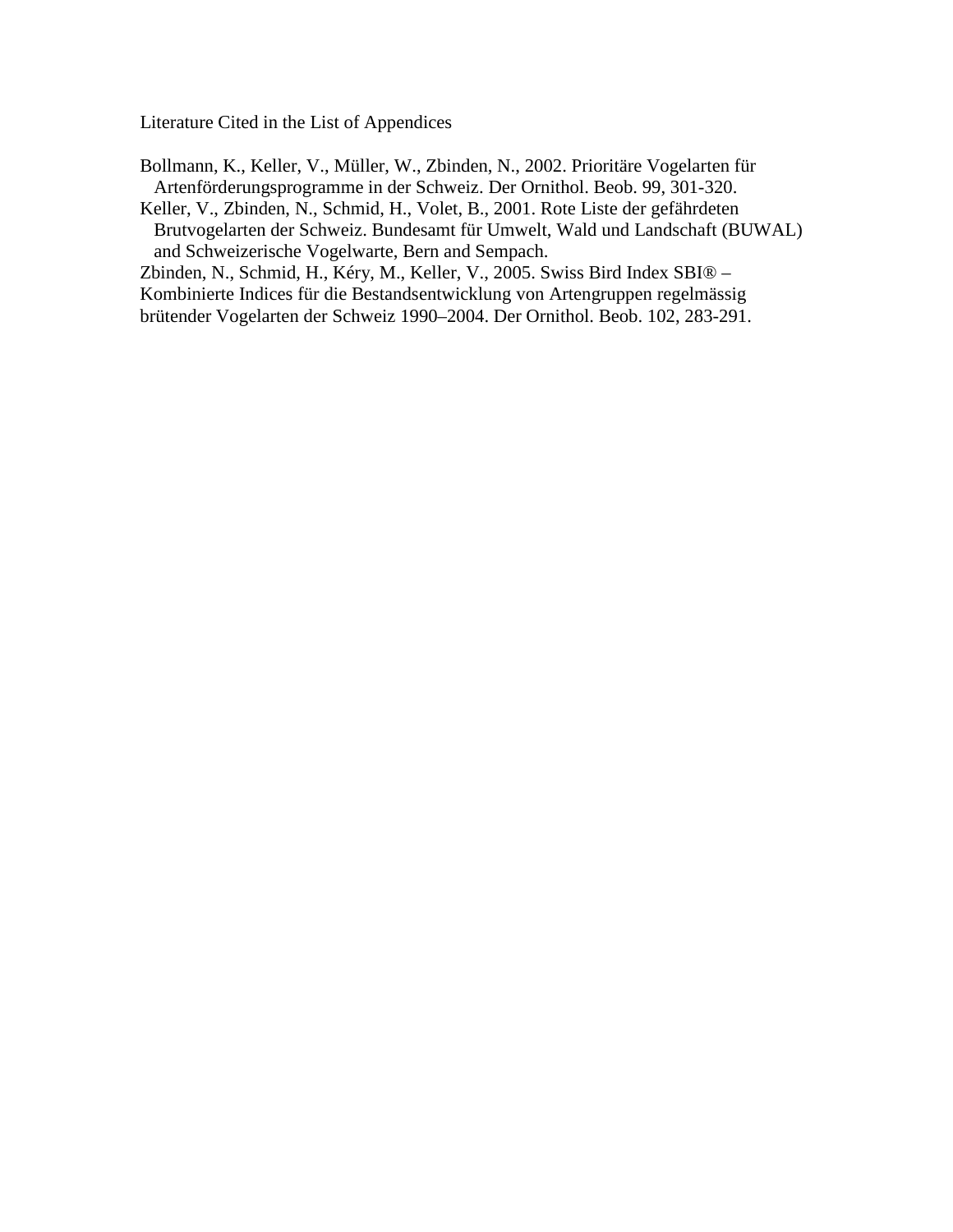Literature Cited in the List of Appendices

Bollmann, K., Keller, V., Müller, W., Zbinden, N., 2002. Prioritäre Vogelarten für Artenförderungsprogramme in der Schweiz. Der Ornithol. Beob. 99, 301-320.

Keller, V., Zbinden, N., Schmid, H., Volet, B., 2001. Rote Liste der gefährdeten Brutvogelarten der Schweiz. Bundesamt für Umwelt, Wald und Landschaft (BUWAL) and Schweizerische Vogelwarte, Bern and Sempach.

Zbinden, N., Schmid, H., Kéry, M., Keller, V., 2005. Swiss Bird Index SBI® – Kombinierte Indices für die Bestandsentwicklung von Artengruppen regelmässig brütender Vogelarten der Schweiz 1990–2004. Der Ornithol. Beob. 102, 283-291.